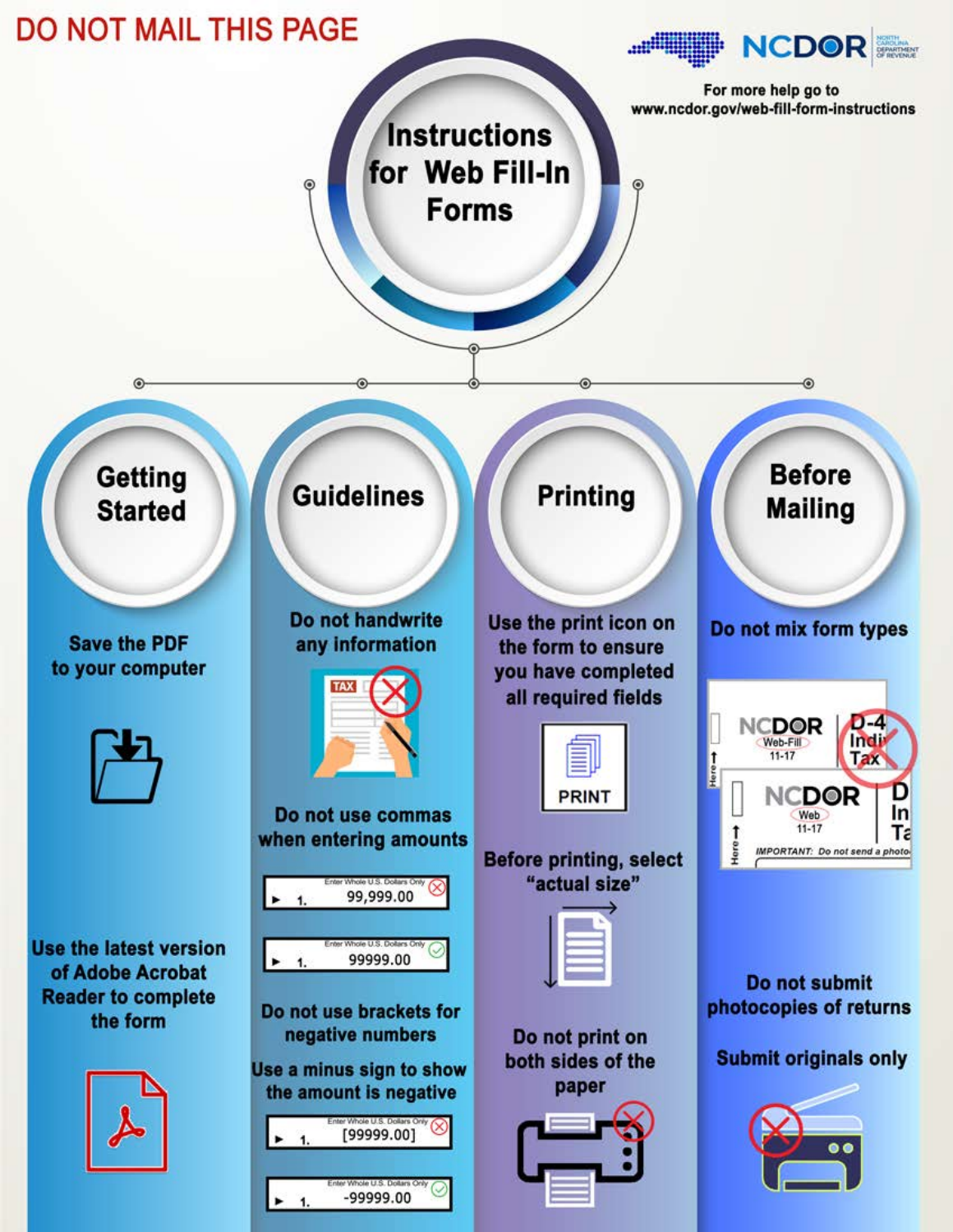**DO NOT MAIL THIS PAGE**

NCDOR — North Carolina Department of Revenue

For more help go to www.ncdor.gov/web-fill-form-instructions

# Instructions for Web Fill-In Forms

## Getting Started

Save the PDF to your computer

Use the latest version of Adobe Acrobat Reader to complete the form

## Guidelines

Do not handwrite any information

Do not use commas when entering amounts

- 99,999.00 (incorrect)
- 99999.00 (correct)

Do not use brackets for negative numbers

Use a minus sign to show the amount is negative

- [99999.00] (incorrect)
- -99999.00 (correct)

## Printing

Use the print icon on the form to ensure you have completed all required fields

Before printing, select "actual size"

Do not print on both sides of the paper

## Before Mailing

Do not mix form types

Do not submit photocopies of returns

Submit originals only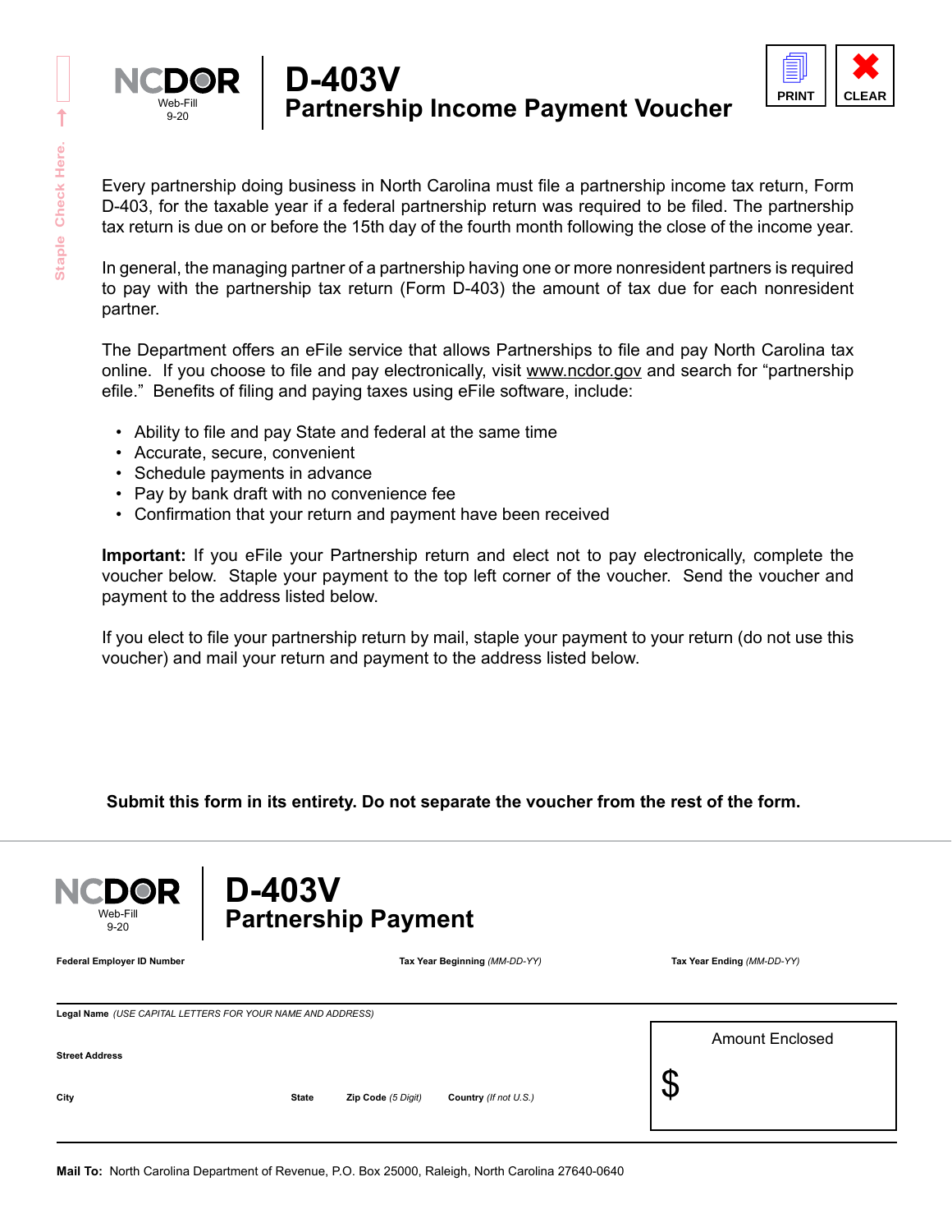Staple Check Here.

NCDOR
Web-Fill
9-20

# D-403V
## Partnership Income Payment Voucher

PRINT CLEAR

Every partnership doing business in North Carolina must file a partnership income tax return, Form D-403, for the taxable year if a federal partnership return was required to be filed. The partnership tax return is due on or before the 15th day of the fourth month following the close of the income year.

In general, the managing partner of a partnership having one or more nonresident partners is required to pay with the partnership tax return (Form D-403) the amount of tax due for each nonresident partner.

The Department offers an eFile service that allows Partnerships to file and pay North Carolina tax online. If you choose to file and pay electronically, visit www.ncdor.gov and search for "partnership efile." Benefits of filing and paying taxes using eFile software, include:

- Ability to file and pay State and federal at the same time
- Accurate, secure, convenient
- Schedule payments in advance
- Pay by bank draft with no convenience fee
- Confirmation that your return and payment have been received

**Important:** If you eFile your Partnership return and elect not to pay electronically, complete the voucher below. Staple your payment to the top left corner of the voucher. Send the voucher and payment to the address listed below.

If you elect to file your partnership return by mail, staple your payment to your return (do not use this voucher) and mail your return and payment to the address listed below.

**Submit this form in its entirety. Do not separate the voucher from the rest of the form.**

---

NCDOR
Web-Fill
9-20

# D-403V
## Partnership Payment

**Federal Employer ID Number** **Tax Year Beginning** *(MM-DD-YY)* **Tax Year Ending** *(MM-DD-YY)*

**Legal Name** *(USE CAPITAL LETTERS FOR YOUR NAME AND ADDRESS)*

**Street Address**

**City** **State** **Zip Code** *(5 Digit)* **Country** *(If not U.S.)*

Amount Enclosed
$

**Mail To:** North Carolina Department of Revenue, P.O. Box 25000, Raleigh, North Carolina 27640-0640